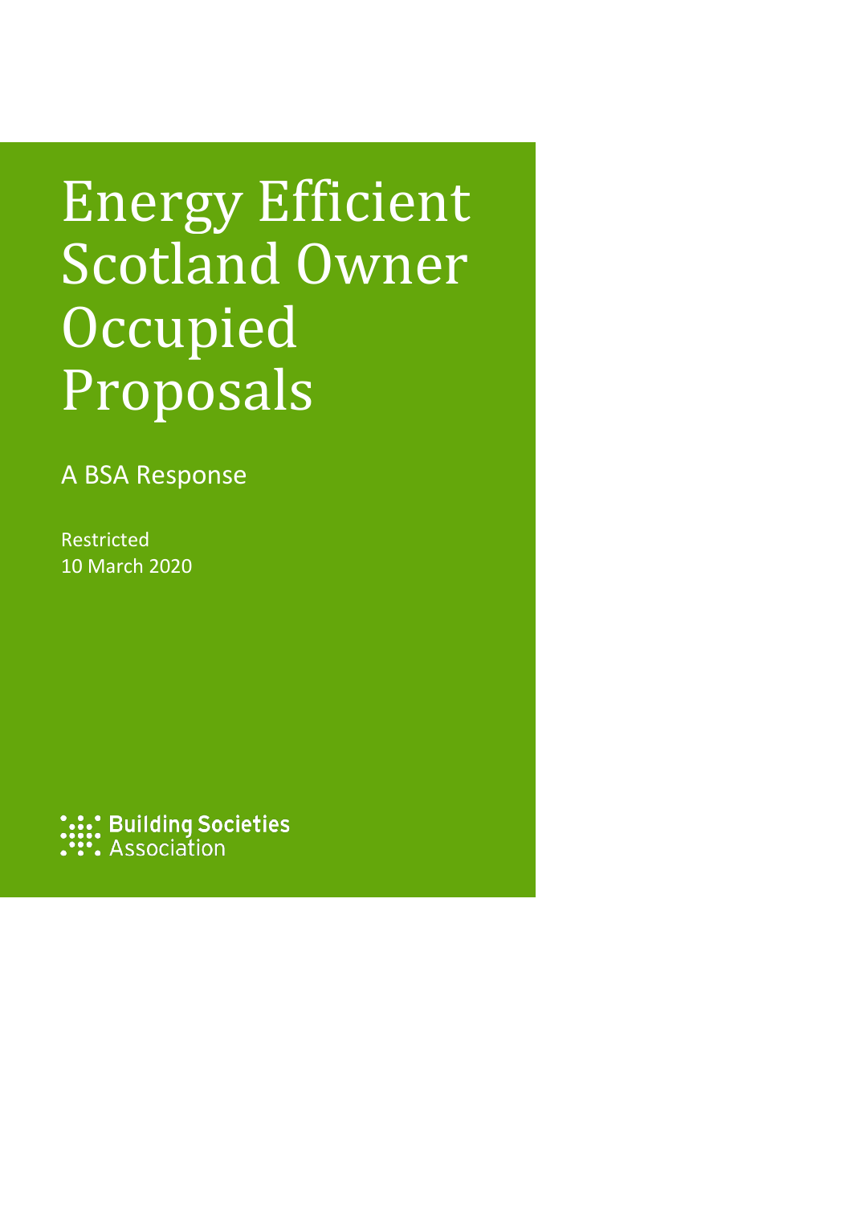# Energy Efficient Scotland Owner Occupied Proposals

A BSA Response

Restricted
10 March 2020

Building Societies Association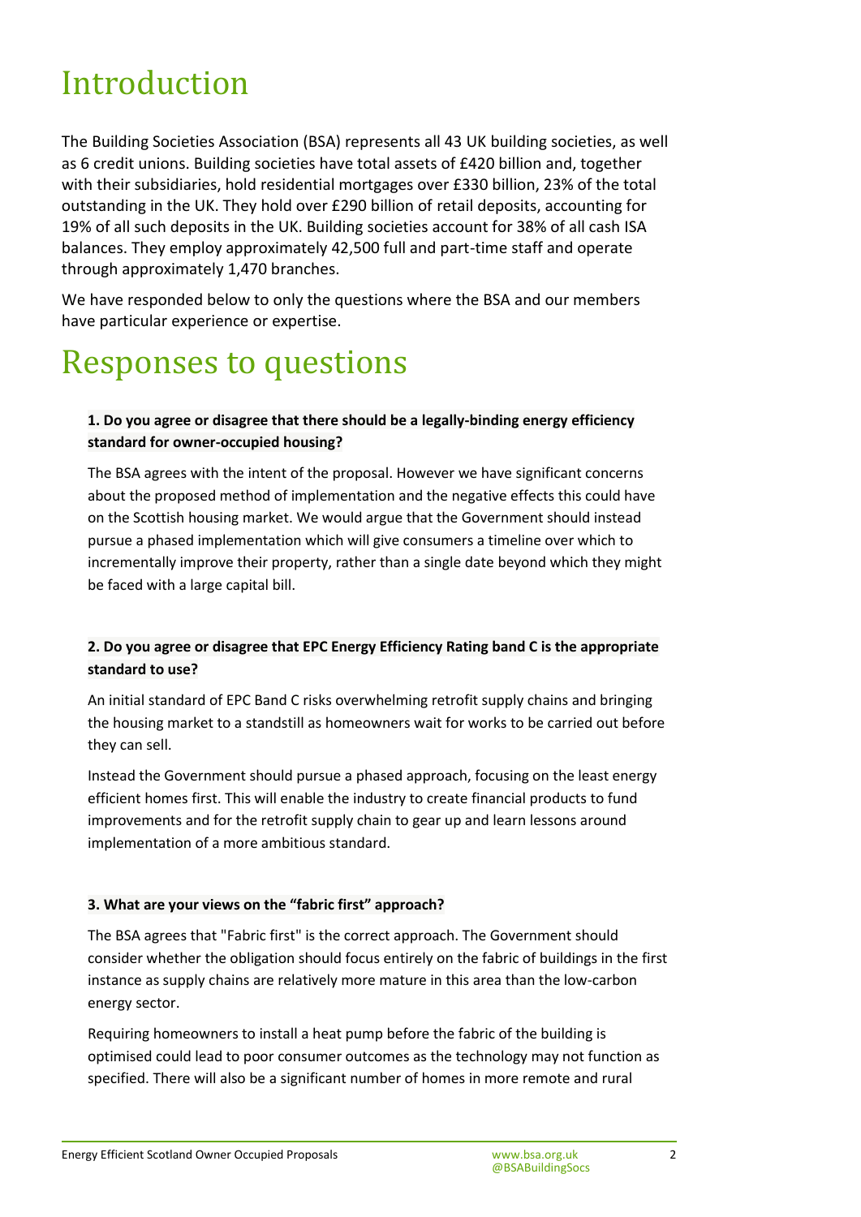# Introduction

The Building Societies Association (BSA) represents all 43 UK building societies, as well as 6 credit unions. Building societies have total assets of £420 billion and, together with their subsidiaries, hold residential mortgages over £330 billion, 23% of the total outstanding in the UK. They hold over £290 billion of retail deposits, accounting for 19% of all such deposits in the UK. Building societies account for 38% of all cash ISA balances. They employ approximately 42,500 full and part-time staff and operate through approximately 1,470 branches.

We have responded below to only the questions where the BSA and our members have particular experience or expertise.

# Responses to questions

**1. Do you agree or disagree that there should be a legally-binding energy efficiency standard for owner-occupied housing?**

The BSA agrees with the intent of the proposal. However we have significant concerns about the proposed method of implementation and the negative effects this could have on the Scottish housing market. We would argue that the Government should instead pursue a phased implementation which will give consumers a timeline over which to incrementally improve their property, rather than a single date beyond which they might be faced with a large capital bill.

**2. Do you agree or disagree that EPC Energy Efficiency Rating band C is the appropriate standard to use?**

An initial standard of EPC Band C risks overwhelming retrofit supply chains and bringing the housing market to a standstill as homeowners wait for works to be carried out before they can sell.

Instead the Government should pursue a phased approach, focusing on the least energy efficient homes first. This will enable the industry to create financial products to fund improvements and for the retrofit supply chain to gear up and learn lessons around implementation of a more ambitious standard.

**3. What are your views on the "fabric first" approach?**

The BSA agrees that "Fabric first" is the correct approach. The Government should consider whether the obligation should focus entirely on the fabric of buildings in the first instance as supply chains are relatively more mature in this area than the low-carbon energy sector.

Requiring homeowners to install a heat pump before the fabric of the building is optimised could lead to poor consumer outcomes as the technology may not function as specified. There will also be a significant number of homes in more remote and rural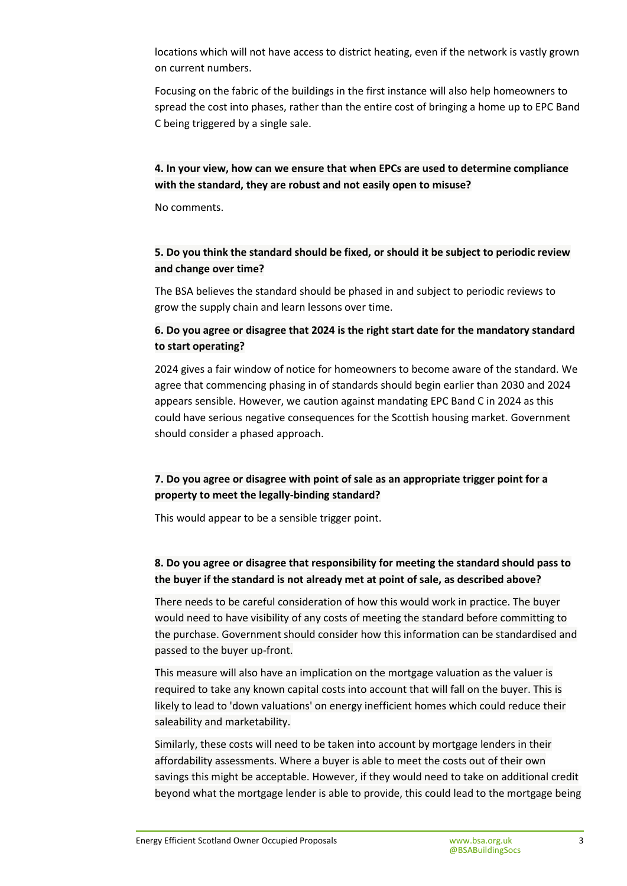locations which will not have access to district heating, even if the network is vastly grown on current numbers.

Focusing on the fabric of the buildings in the first instance will also help homeowners to spread the cost into phases, rather than the entire cost of bringing a home up to EPC Band C being triggered by a single sale.

**4. In your view, how can we ensure that when EPCs are used to determine compliance with the standard, they are robust and not easily open to misuse?**

No comments.

**5. Do you think the standard should be fixed, or should it be subject to periodic review and change over time?**

The BSA believes the standard should be phased in and subject to periodic reviews to grow the supply chain and learn lessons over time.

**6. Do you agree or disagree that 2024 is the right start date for the mandatory standard to start operating?**

2024 gives a fair window of notice for homeowners to become aware of the standard. We agree that commencing phasing in of standards should begin earlier than 2030 and 2024 appears sensible. However, we caution against mandating EPC Band C in 2024 as this could have serious negative consequences for the Scottish housing market. Government should consider a phased approach.

**7. Do you agree or disagree with point of sale as an appropriate trigger point for a property to meet the legally-binding standard?**

This would appear to be a sensible trigger point.

**8. Do you agree or disagree that responsibility for meeting the standard should pass to the buyer if the standard is not already met at point of sale, as described above?**

There needs to be careful consideration of how this would work in practice. The buyer would need to have visibility of any costs of meeting the standard before committing to the purchase. Government should consider how this information can be standardised and passed to the buyer up-front.

This measure will also have an implication on the mortgage valuation as the valuer is required to take any known capital costs into account that will fall on the buyer. This is likely to lead to 'down valuations' on energy inefficient homes which could reduce their saleability and marketability.

Similarly, these costs will need to be taken into account by mortgage lenders in their affordability assessments. Where a buyer is able to meet the costs out of their own savings this might be acceptable. However, if they would need to take on additional credit beyond what the mortgage lender is able to provide, this could lead to the mortgage being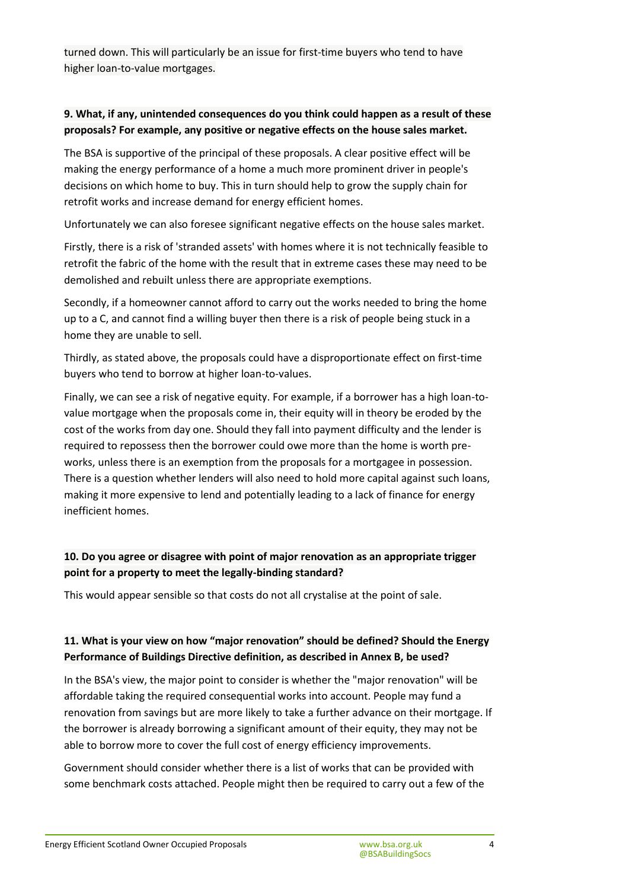turned down. This will particularly be an issue for first-time buyers who tend to have higher loan-to-value mortgages.

**9. What, if any, unintended consequences do you think could happen as a result of these proposals? For example, any positive or negative effects on the house sales market.**

The BSA is supportive of the principal of these proposals. A clear positive effect will be making the energy performance of a home a much more prominent driver in people's decisions on which home to buy. This in turn should help to grow the supply chain for retrofit works and increase demand for energy efficient homes.

Unfortunately we can also foresee significant negative effects on the house sales market.

Firstly, there is a risk of 'stranded assets' with homes where it is not technically feasible to retrofit the fabric of the home with the result that in extreme cases these may need to be demolished and rebuilt unless there are appropriate exemptions.

Secondly, if a homeowner cannot afford to carry out the works needed to bring the home up to a C, and cannot find a willing buyer then there is a risk of people being stuck in a home they are unable to sell.

Thirdly, as stated above, the proposals could have a disproportionate effect on first-time buyers who tend to borrow at higher loan-to-values.

Finally, we can see a risk of negative equity. For example, if a borrower has a high loan-to-value mortgage when the proposals come in, their equity will in theory be eroded by the cost of the works from day one. Should they fall into payment difficulty and the lender is required to repossess then the borrower could owe more than the home is worth pre-works, unless there is an exemption from the proposals for a mortgagee in possession. There is a question whether lenders will also need to hold more capital against such loans, making it more expensive to lend and potentially leading to a lack of finance for energy inefficient homes.

**10. Do you agree or disagree with point of major renovation as an appropriate trigger point for a property to meet the legally-binding standard?**

This would appear sensible so that costs do not all crystalise at the point of sale.

**11. What is your view on how "major renovation" should be defined? Should the Energy Performance of Buildings Directive definition, as described in Annex B, be used?**

In the BSA's view, the major point to consider is whether the "major renovation" will be affordable taking the required consequential works into account. People may fund a renovation from savings but are more likely to take a further advance on their mortgage. If the borrower is already borrowing a significant amount of their equity, they may not be able to borrow more to cover the full cost of energy efficiency improvements.

Government should consider whether there is a list of works that can be provided with some benchmark costs attached. People might then be required to carry out a few of the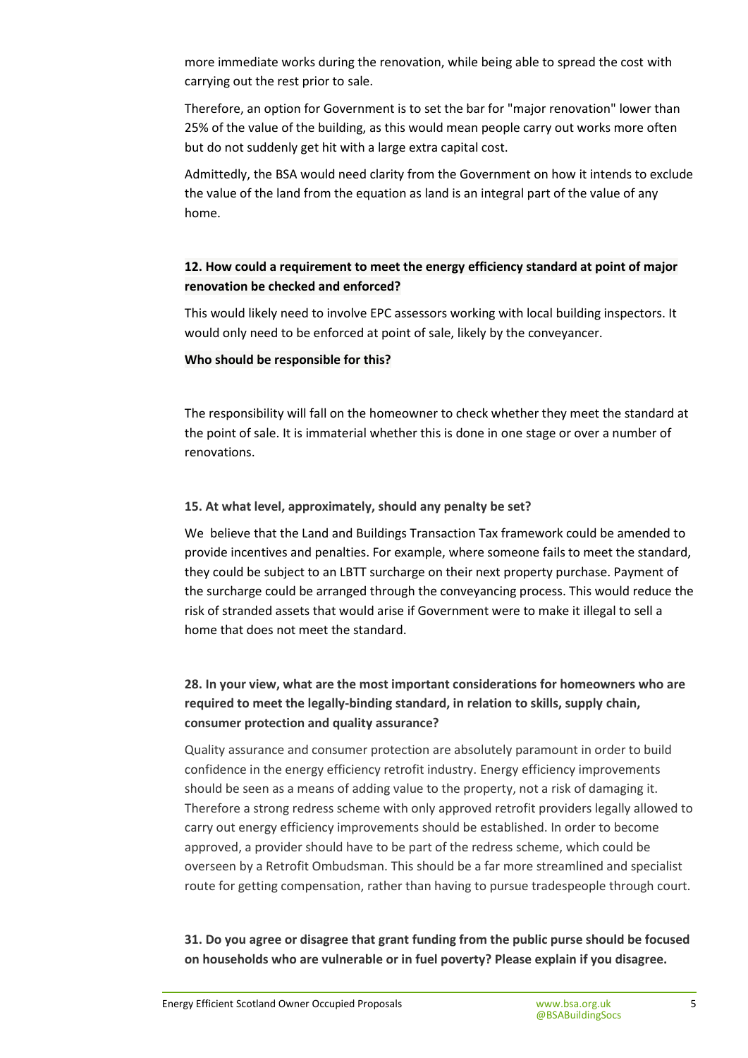more immediate works during the renovation, while being able to spread the cost with carrying out the rest prior to sale.

Therefore, an option for Government is to set the bar for "major renovation" lower than 25% of the value of the building, as this would mean people carry out works more often but do not suddenly get hit with a large extra capital cost.

Admittedly, the BSA would need clarity from the Government on how it intends to exclude the value of the land from the equation as land is an integral part of the value of any home.

**12. How could a requirement to meet the energy efficiency standard at point of major renovation be checked and enforced?**

This would likely need to involve EPC assessors working with local building inspectors. It would only need to be enforced at point of sale, likely by the conveyancer.

**Who should be responsible for this?**

The responsibility will fall on the homeowner to check whether they meet the standard at the point of sale. It is immaterial whether this is done in one stage or over a number of renovations.

**15. At what level, approximately, should any penalty be set?**

We believe that the Land and Buildings Transaction Tax framework could be amended to provide incentives and penalties. For example, where someone fails to meet the standard, they could be subject to an LBTT surcharge on their next property purchase. Payment of the surcharge could be arranged through the conveyancing process. This would reduce the risk of stranded assets that would arise if Government were to make it illegal to sell a home that does not meet the standard.

**28. In your view, what are the most important considerations for homeowners who are required to meet the legally-binding standard, in relation to skills, supply chain, consumer protection and quality assurance?**

Quality assurance and consumer protection are absolutely paramount in order to build confidence in the energy efficiency retrofit industry. Energy efficiency improvements should be seen as a means of adding value to the property, not a risk of damaging it. Therefore a strong redress scheme with only approved retrofit providers legally allowed to carry out energy efficiency improvements should be established. In order to become approved, a provider should have to be part of the redress scheme, which could be overseen by a Retrofit Ombudsman. This should be a far more streamlined and specialist route for getting compensation, rather than having to pursue tradespeople through court.

**31. Do you agree or disagree that grant funding from the public purse should be focused on households who are vulnerable or in fuel poverty? Please explain if you disagree.**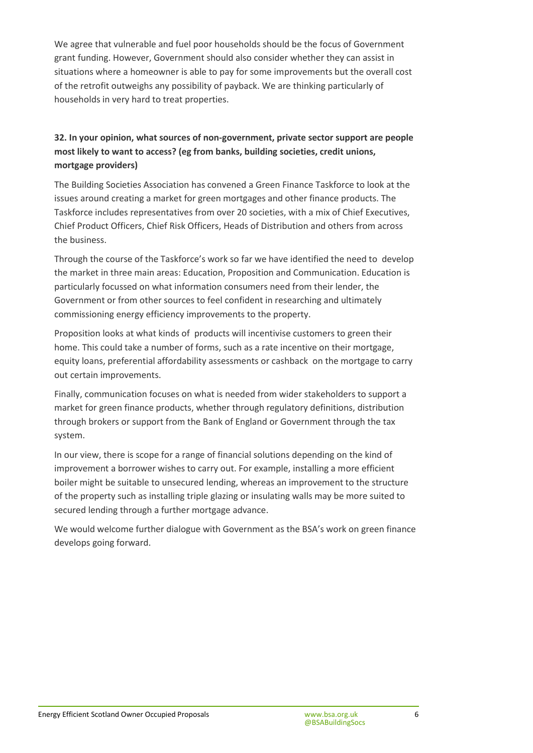We agree that vulnerable and fuel poor households should be the focus of Government grant funding. However, Government should also consider whether they can assist in situations where a homeowner is able to pay for some improvements but the overall cost of the retrofit outweighs any possibility of payback. We are thinking particularly of households in very hard to treat properties.

**32. In your opinion, what sources of non-government, private sector support are people most likely to want to access? (eg from banks, building societies, credit unions, mortgage providers)**

The Building Societies Association has convened a Green Finance Taskforce to look at the issues around creating a market for green mortgages and other finance products. The Taskforce includes representatives from over 20 societies, with a mix of Chief Executives, Chief Product Officers, Chief Risk Officers, Heads of Distribution and others from across the business.

Through the course of the Taskforce's work so far we have identified the need to develop the market in three main areas: Education, Proposition and Communication. Education is particularly focussed on what information consumers need from their lender, the Government or from other sources to feel confident in researching and ultimately commissioning energy efficiency improvements to the property.

Proposition looks at what kinds of products will incentivise customers to green their home. This could take a number of forms, such as a rate incentive on their mortgage, equity loans, preferential affordability assessments or cashback on the mortgage to carry out certain improvements.

Finally, communication focuses on what is needed from wider stakeholders to support a market for green finance products, whether through regulatory definitions, distribution through brokers or support from the Bank of England or Government through the tax system.

In our view, there is scope for a range of financial solutions depending on the kind of improvement a borrower wishes to carry out. For example, installing a more efficient boiler might be suitable to unsecured lending, whereas an improvement to the structure of the property such as installing triple glazing or insulating walls may be more suited to secured lending through a further mortgage advance.

We would welcome further dialogue with Government as the BSA's work on green finance develops going forward.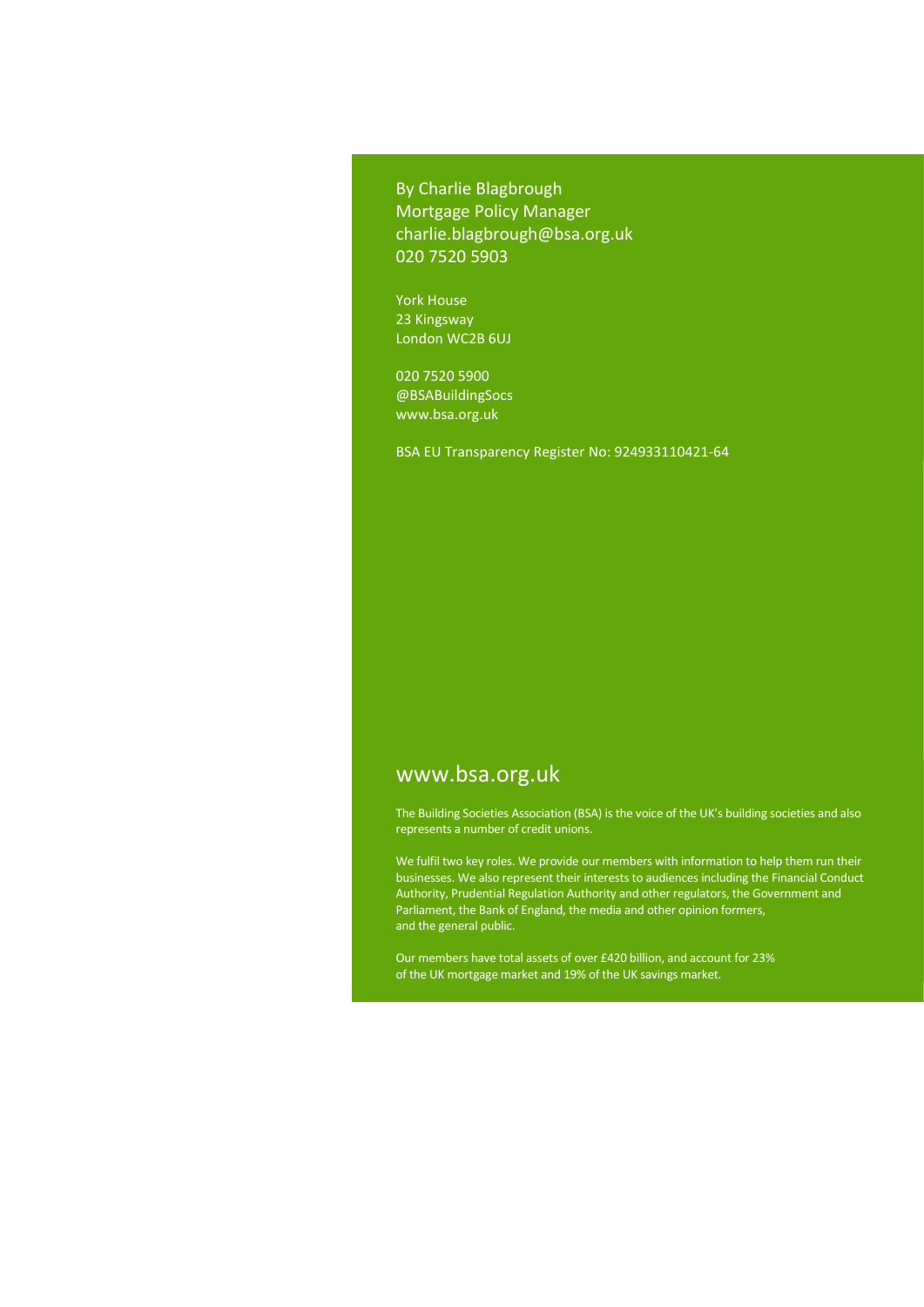By Charlie Blagbrough
Mortgage Policy Manager
charlie.blagbrough@bsa.org.uk
020 7520 5903

York House
23 Kingsway
London WC2B 6UJ

020 7520 5900
@BSABuildingSocs
www.bsa.org.uk

BSA EU Transparency Register No: 924933110421-64

## www.bsa.org.uk

The Building Societies Association (BSA) is the voice of the UK's building societies and also represents a number of credit unions.

We fulfil two key roles. We provide our members with information to help them run their businesses. We also represent their interests to audiences including the Financial Conduct Authority, Prudential Regulation Authority and other regulators, the Government and Parliament, the Bank of England, the media and other opinion formers, and the general public.

Our members have total assets of over £420 billion, and account for 23% of the UK mortgage market and 19% of the UK savings market.